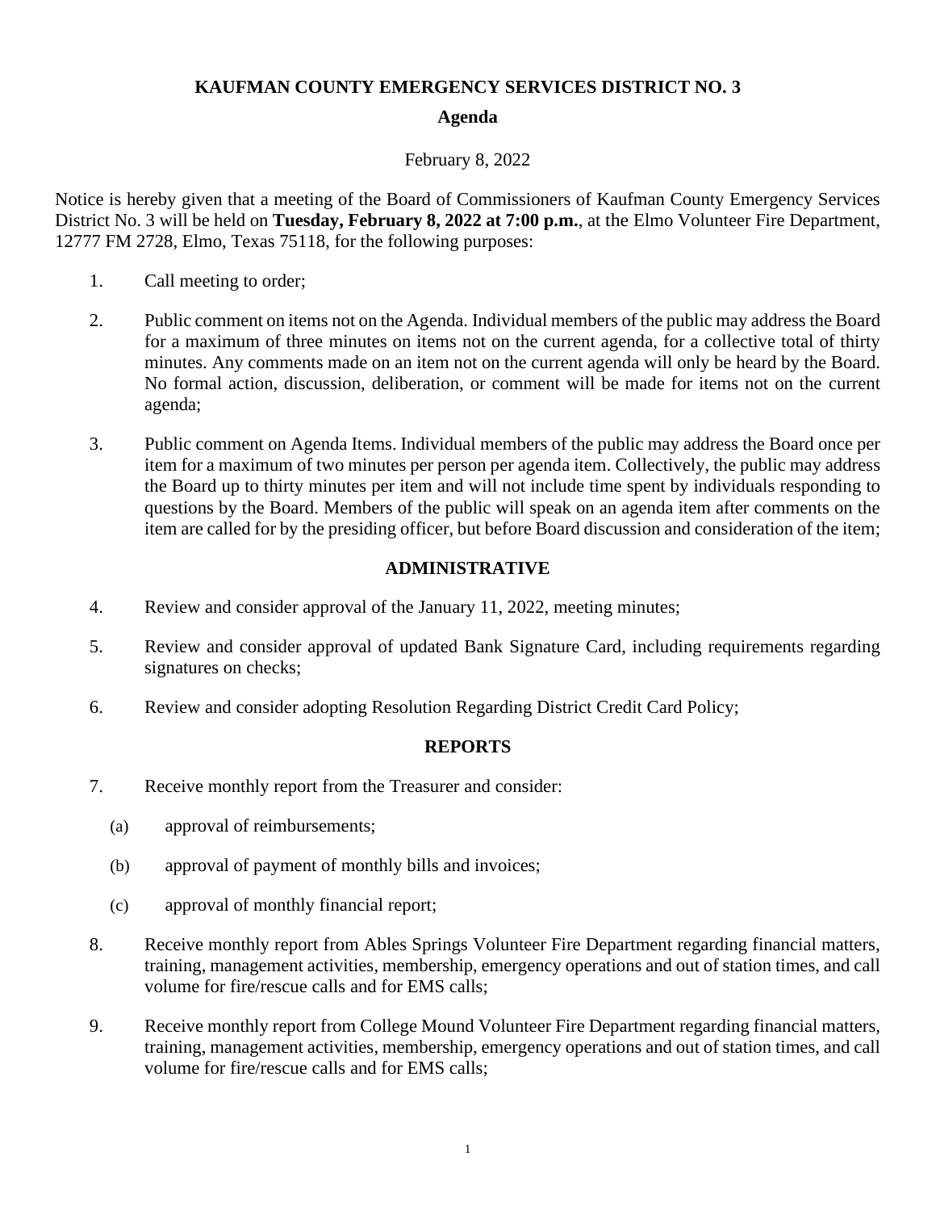# KAUFMAN COUNTY EMERGENCY SERVICES DISTRICT NO. 3

## Agenda

February 8, 2022

Notice is hereby given that a meeting of the Board of Commissioners of Kaufman County Emergency Services District No. 3 will be held on **Tuesday, February 8, 2022 at 7:00 p.m.**, at the Elmo Volunteer Fire Department, 12777 FM 2728, Elmo, Texas 75118, for the following purposes:

1. Call meeting to order;

2. Public comment on items not on the Agenda. Individual members of the public may address the Board for a maximum of three minutes on items not on the current agenda, for a collective total of thirty minutes. Any comments made on an item not on the current agenda will only be heard by the Board. No formal action, discussion, deliberation, or comment will be made for items not on the current agenda;

3. Public comment on Agenda Items. Individual members of the public may address the Board once per item for a maximum of two minutes per person per agenda item. Collectively, the public may address the Board up to thirty minutes per item and will not include time spent by individuals responding to questions by the Board. Members of the public will speak on an agenda item after comments on the item are called for by the presiding officer, but before Board discussion and consideration of the item;

### ADMINISTRATIVE

4. Review and consider approval of the January 11, 2022, meeting minutes;

5. Review and consider approval of updated Bank Signature Card, including requirements regarding signatures on checks;

6. Review and consider adopting Resolution Regarding District Credit Card Policy;

### REPORTS

7. Receive monthly report from the Treasurer and consider:

   (a) approval of reimbursements;

   (b) approval of payment of monthly bills and invoices;

   (c) approval of monthly financial report;

8. Receive monthly report from Ables Springs Volunteer Fire Department regarding financial matters, training, management activities, membership, emergency operations and out of station times, and call volume for fire/rescue calls and for EMS calls;

9. Receive monthly report from College Mound Volunteer Fire Department regarding financial matters, training, management activities, membership, emergency operations and out of station times, and call volume for fire/rescue calls and for EMS calls;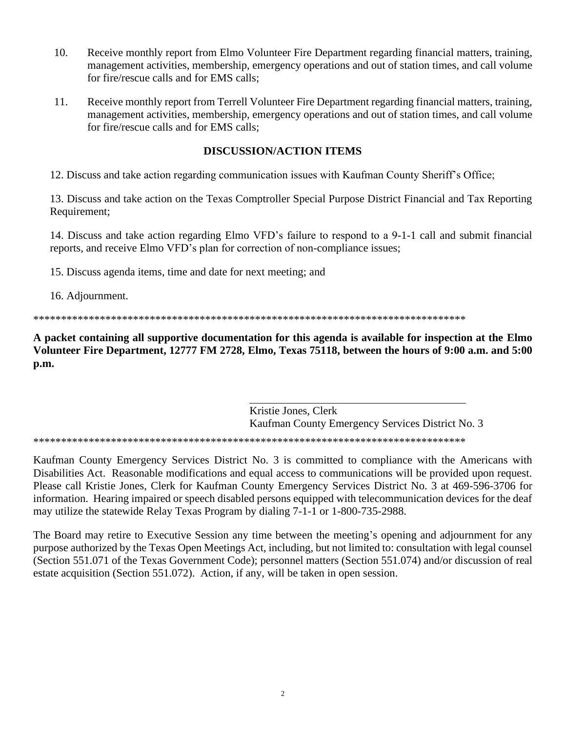10. Receive monthly report from Elmo Volunteer Fire Department regarding financial matters, training, management activities, membership, emergency operations and out of station times, and call volume for fire/rescue calls and for EMS calls;

11. Receive monthly report from Terrell Volunteer Fire Department regarding financial matters, training, management activities, membership, emergency operations and out of station times, and call volume for fire/rescue calls and for EMS calls;

## DISCUSSION/ACTION ITEMS

12. Discuss and take action regarding communication issues with Kaufman County Sheriff's Office;

13. Discuss and take action on the Texas Comptroller Special Purpose District Financial and Tax Reporting Requirement;

14. Discuss and take action regarding Elmo VFD's failure to respond to a 9-1-1 call and submit financial reports, and receive Elmo VFD's plan for correction of non-compliance issues;

15. Discuss agenda items, time and date for next meeting; and

16. Adjournment.

********************************************************************************

**A packet containing all supportive documentation for this agenda is available for inspection at the Elmo Volunteer Fire Department, 12777 FM 2728, Elmo, Texas 75118, between the hours of 9:00 a.m. and 5:00 p.m.**

\_\_\_\_\_\_\_\_\_\_\_\_\_\_\_\_\_\_\_\_\_\_\_\_\_\_\_\_\_\_\_\_\_\_\_\_\_\_\_\_

Kristie Jones, Clerk
Kaufman County Emergency Services District No. 3

********************************************************************************

Kaufman County Emergency Services District No. 3 is committed to compliance with the Americans with Disabilities Act. Reasonable modifications and equal access to communications will be provided upon request. Please call Kristie Jones, Clerk for Kaufman County Emergency Services District No. 3 at 469-596-3706 for information. Hearing impaired or speech disabled persons equipped with telecommunication devices for the deaf may utilize the statewide Relay Texas Program by dialing 7-1-1 or 1-800-735-2988.

The Board may retire to Executive Session any time between the meeting's opening and adjournment for any purpose authorized by the Texas Open Meetings Act, including, but not limited to: consultation with legal counsel (Section 551.071 of the Texas Government Code); personnel matters (Section 551.074) and/or discussion of real estate acquisition (Section 551.072). Action, if any, will be taken in open session.